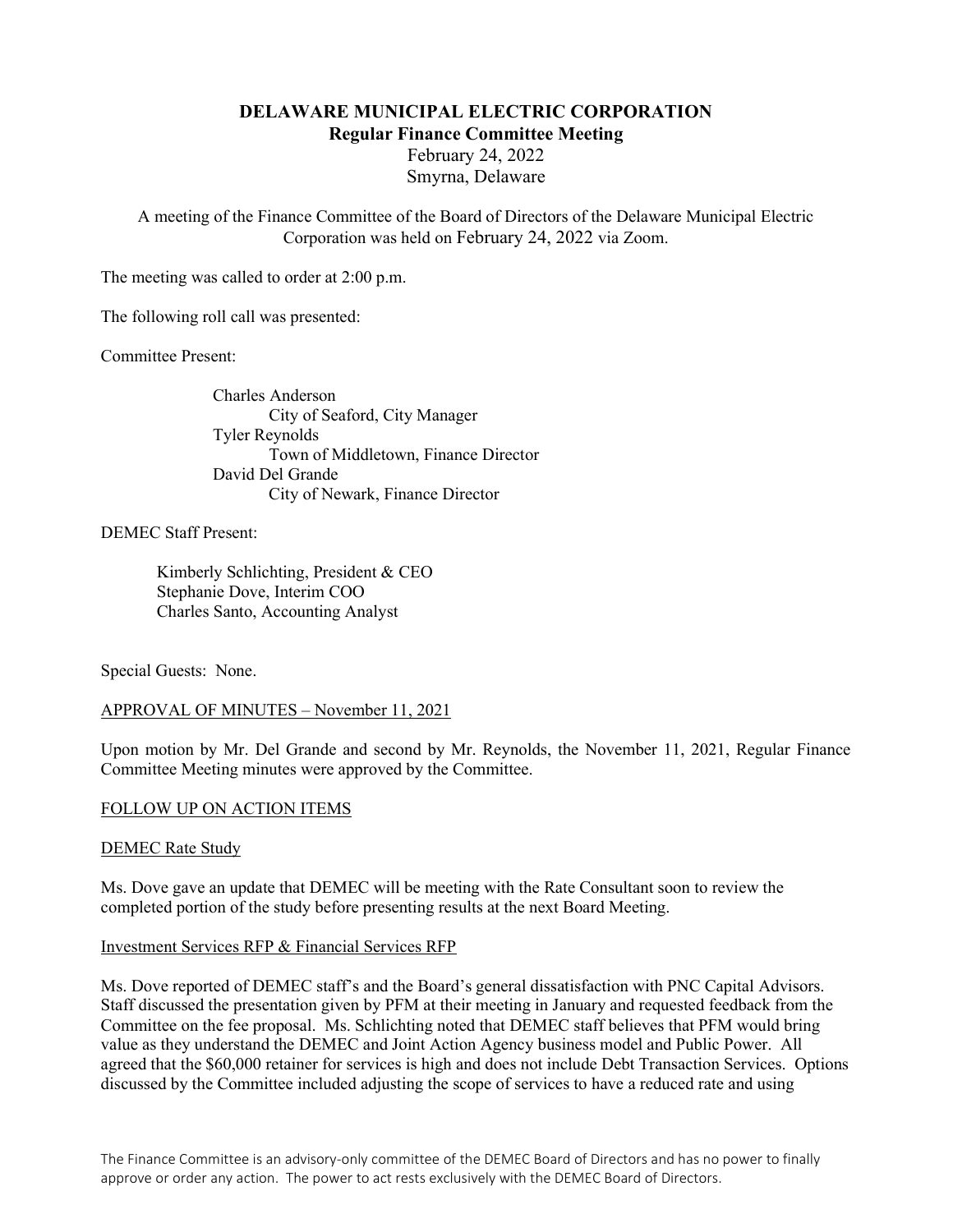# DELAWARE MUNICIPAL ELECTRIC CORPORATION

## Regular Finance Committee Meeting

February 24, 2022

Smyrna, Delaware

A meeting of the Finance Committee of the Board of Directors of the Delaware Municipal Electric Corporation was held on February 24, 2022 via Zoom.

The meeting was called to order at 2:00 p.m.

The following roll call was presented:

Committee Present:

- Charles Anderson
  - City of Seaford, City Manager
- Tyler Reynolds
  - Town of Middletown, Finance Director
- David Del Grande
  - City of Newark, Finance Director

DEMEC Staff Present:

- Kimberly Schlichting, President & CEO
- Stephanie Dove, Interim COO
- Charles Santo, Accounting Analyst

Special Guests: None.

APPROVAL OF MINUTES – November 11, 2021

Upon motion by Mr. Del Grande and second by Mr. Reynolds, the November 11, 2021, Regular Finance Committee Meeting minutes were approved by the Committee.

FOLLOW UP ON ACTION ITEMS

DEMEC Rate Study

Ms. Dove gave an update that DEMEC will be meeting with the Rate Consultant soon to review the completed portion of the study before presenting results at the next Board Meeting.

Investment Services RFP & Financial Services RFP

Ms. Dove reported of DEMEC staff's and the Board's general dissatisfaction with PNC Capital Advisors. Staff discussed the presentation given by PFM at their meeting in January and requested feedback from the Committee on the fee proposal. Ms. Schlichting noted that DEMEC staff believes that PFM would bring value as they understand the DEMEC and Joint Action Agency business model and Public Power. All agreed that the $60,000 retainer for services is high and does not include Debt Transaction Services. Options discussed by the Committee included adjusting the scope of services to have a reduced rate and using

The Finance Committee is an advisory-only committee of the DEMEC Board of Directors and has no power to finally approve or order any action. The power to act rests exclusively with the DEMEC Board of Directors.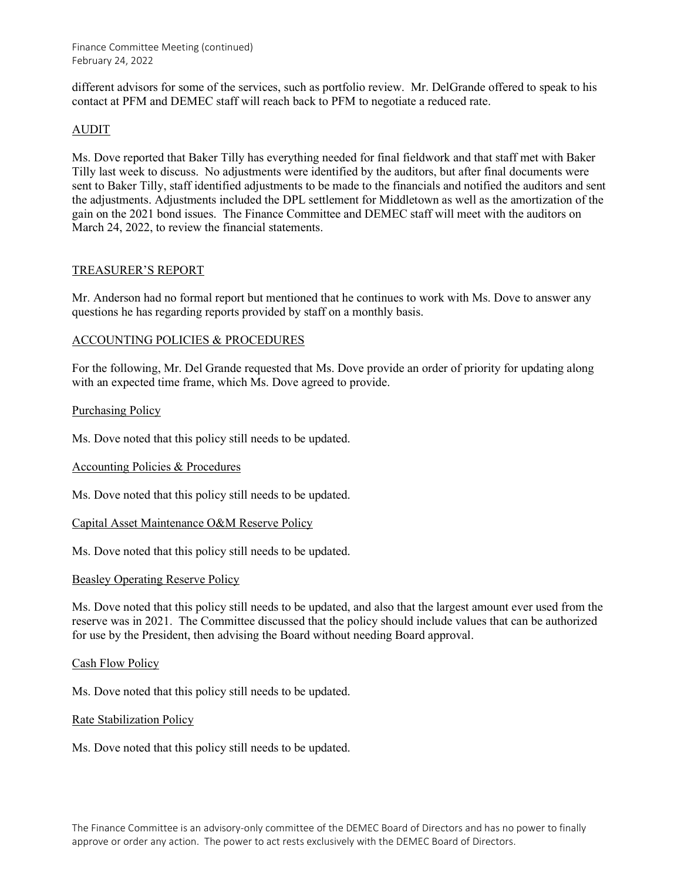different advisors for some of the services, such as portfolio review. Mr. DelGrande offered to speak to his contact at PFM and DEMEC staff will reach back to PFM to negotiate a reduced rate.

## AUDIT

Ms. Dove reported that Baker Tilly has everything needed for final fieldwork and that staff met with Baker Tilly last week to discuss. No adjustments were identified by the auditors, but after final documents were sent to Baker Tilly, staff identified adjustments to be made to the financials and notified the auditors and sent the adjustments. Adjustments included the DPL settlement for Middletown as well as the amortization of the gain on the 2021 bond issues. The Finance Committee and DEMEC staff will meet with the auditors on March 24, 2022, to review the financial statements.

## TREASURER'S REPORT

Mr. Anderson had no formal report but mentioned that he continues to work with Ms. Dove to answer any questions he has regarding reports provided by staff on a monthly basis.

## ACCOUNTING POLICIES & PROCEDURES

For the following, Mr. Del Grande requested that Ms. Dove provide an order of priority for updating along with an expected time frame, which Ms. Dove agreed to provide.

### Purchasing Policy

Ms. Dove noted that this policy still needs to be updated.

### Accounting Policies & Procedures

Ms. Dove noted that this policy still needs to be updated.

### Capital Asset Maintenance O&M Reserve Policy

Ms. Dove noted that this policy still needs to be updated.

### Beasley Operating Reserve Policy

Ms. Dove noted that this policy still needs to be updated, and also that the largest amount ever used from the reserve was in 2021. The Committee discussed that the policy should include values that can be authorized for use by the President, then advising the Board without needing Board approval.

### Cash Flow Policy

Ms. Dove noted that this policy still needs to be updated.

### Rate Stabilization Policy

Ms. Dove noted that this policy still needs to be updated.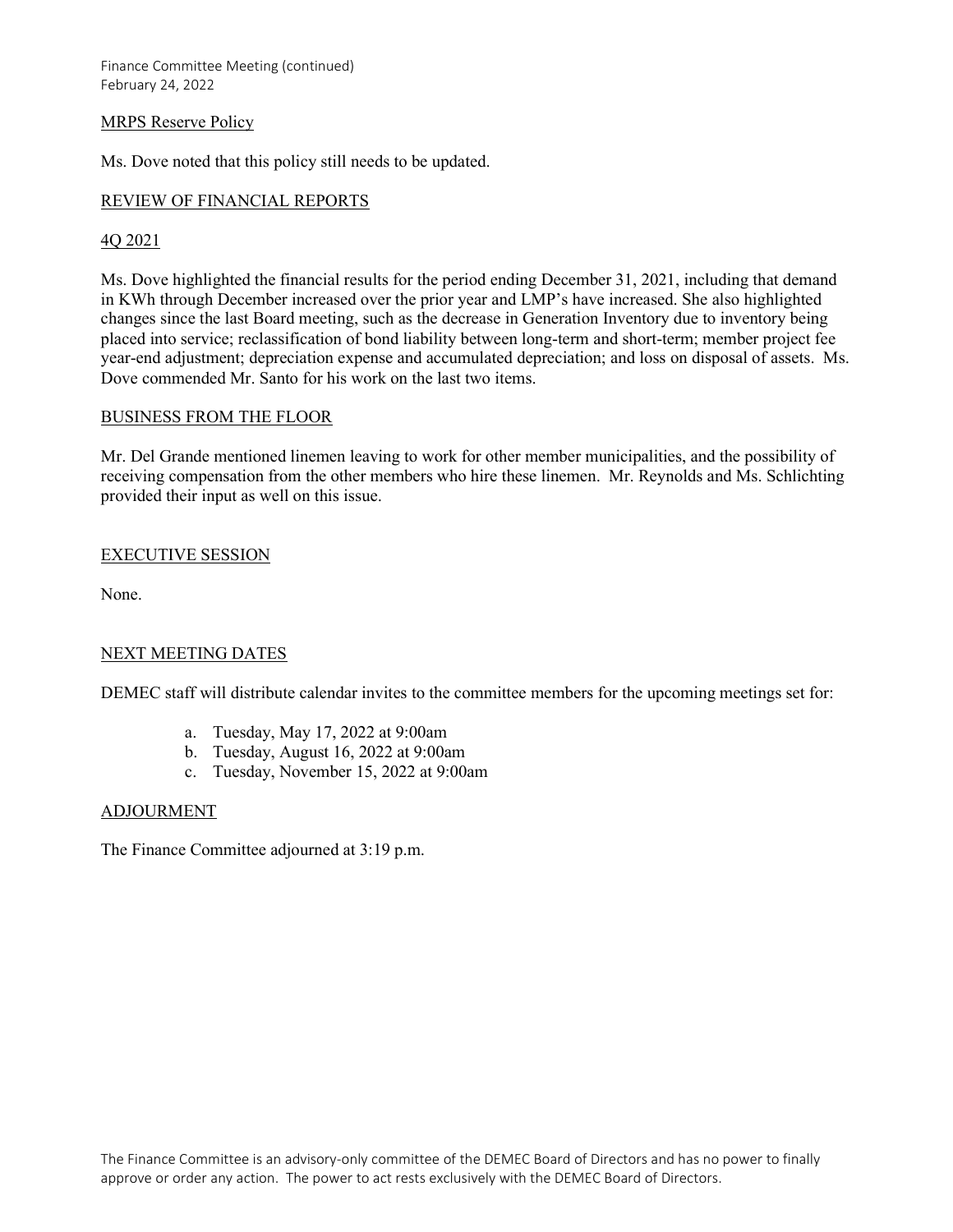## MRPS Reserve Policy

Ms. Dove noted that this policy still needs to be updated.

## REVIEW OF FINANCIAL REPORTS

### 4Q 2021

Ms. Dove highlighted the financial results for the period ending December 31, 2021, including that demand in KWh through December increased over the prior year and LMP's have increased. She also highlighted changes since the last Board meeting, such as the decrease in Generation Inventory due to inventory being placed into service; reclassification of bond liability between long-term and short-term; member project fee year-end adjustment; depreciation expense and accumulated depreciation; and loss on disposal of assets. Ms. Dove commended Mr. Santo for his work on the last two items.

## BUSINESS FROM THE FLOOR

Mr. Del Grande mentioned linemen leaving to work for other member municipalities, and the possibility of receiving compensation from the other members who hire these linemen. Mr. Reynolds and Ms. Schlichting provided their input as well on this issue.

## EXECUTIVE SESSION

None.

## NEXT MEETING DATES

DEMEC staff will distribute calendar invites to the committee members for the upcoming meetings set for:

a. Tuesday, May 17, 2022 at 9:00am
b. Tuesday, August 16, 2022 at 9:00am
c. Tuesday, November 15, 2022 at 9:00am

## ADJOURMENT

The Finance Committee adjourned at 3:19 p.m.

The Finance Committee is an advisory-only committee of the DEMEC Board of Directors and has no power to finally approve or order any action. The power to act rests exclusively with the DEMEC Board of Directors.